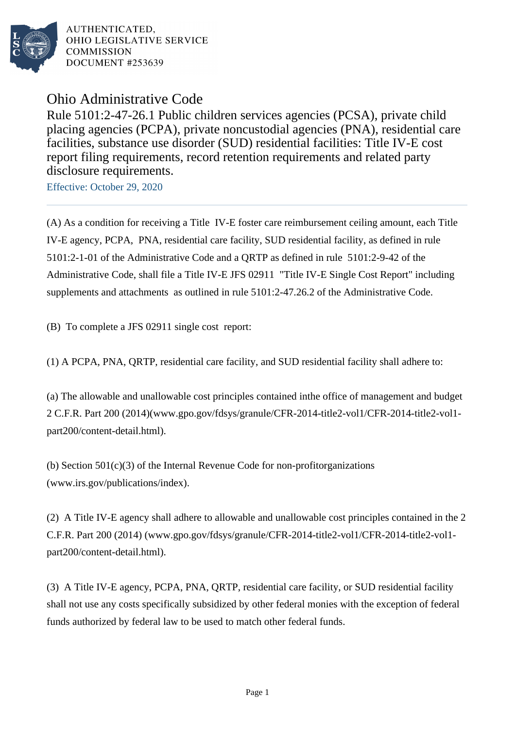AUTHENTICATED,
OHIO LEGISLATIVE SERVICE
COMMISSION
DOCUMENT #253639

# Ohio Administrative Code

## Rule 5101:2-47-26.1 Public children services agencies (PCSA), private child placing agencies (PCPA), private noncustodial agencies (PNA), residential care facilities, substance use disorder (SUD) residential facilities: Title IV-E cost report filing requirements, record retention requirements and related party disclosure requirements.

Effective: October 29, 2020

(A) As a condition for receiving a Title IV-E foster care reimbursement ceiling amount, each Title IV-E agency, PCPA, PNA, residential care facility, SUD residential facility, as defined in rule 5101:2-1-01 of the Administrative Code and a QRTP as defined in rule 5101:2-9-42 of the Administrative Code, shall file a Title IV-E JFS 02911 "Title IV-E Single Cost Report" including supplements and attachments as outlined in rule 5101:2-47.26.2 of the Administrative Code.

(B) To complete a JFS 02911 single cost report:

(1) A PCPA, PNA, QRTP, residential care facility, and SUD residential facility shall adhere to:

(a) The allowable and unallowable cost principles contained inthe office of management and budget 2 C.F.R. Part 200 (2014)(www.gpo.gov/fdsys/granule/CFR-2014-title2-vol1/CFR-2014-title2-vol1-part200/content-detail.html).

(b) Section 501(c)(3) of the Internal Revenue Code for non-profitorganizations (www.irs.gov/publications/index).

(2) A Title IV-E agency shall adhere to allowable and unallowable cost principles contained in the 2 C.F.R. Part 200 (2014) (www.gpo.gov/fdsys/granule/CFR-2014-title2-vol1/CFR-2014-title2-vol1-part200/content-detail.html).

(3) A Title IV-E agency, PCPA, PNA, QRTP, residential care facility, or SUD residential facility shall not use any costs specifically subsidized by other federal monies with the exception of federal funds authorized by federal law to be used to match other federal funds.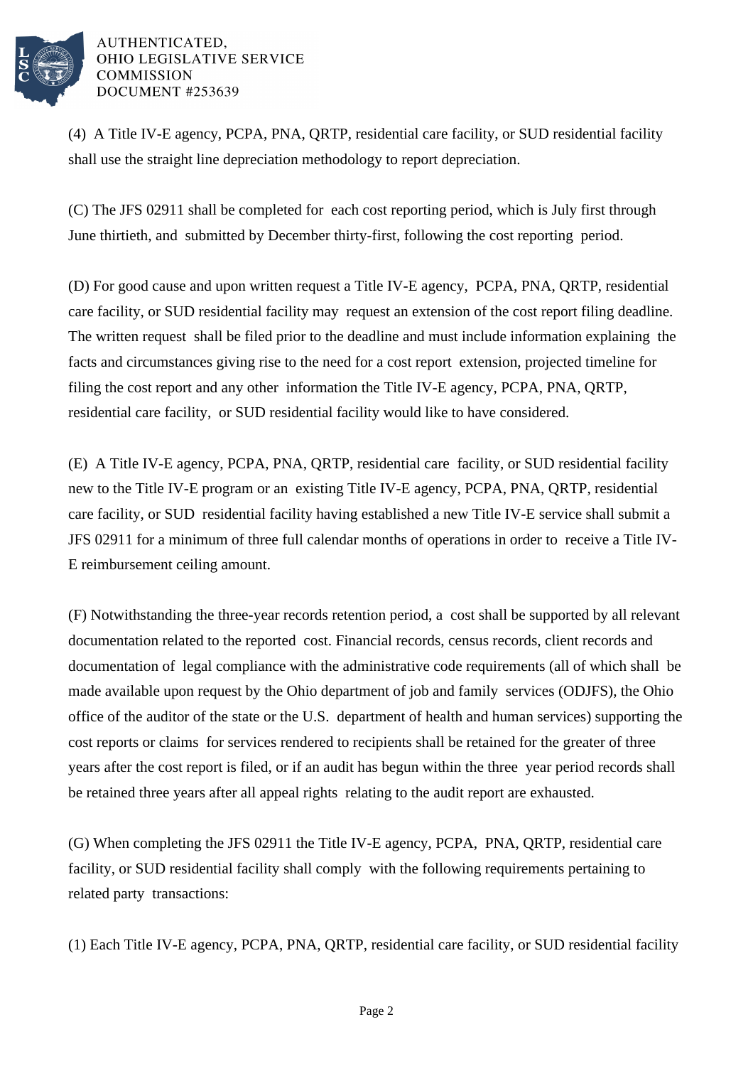(4) A Title IV-E agency, PCPA, PNA, QRTP, residential care facility, or SUD residential facility shall use the straight line depreciation methodology to report depreciation.

(C) The JFS 02911 shall be completed for each cost reporting period, which is July first through June thirtieth, and submitted by December thirty-first, following the cost reporting period.

(D) For good cause and upon written request a Title IV-E agency, PCPA, PNA, QRTP, residential care facility, or SUD residential facility may request an extension of the cost report filing deadline. The written request shall be filed prior to the deadline and must include information explaining the facts and circumstances giving rise to the need for a cost report extension, projected timeline for filing the cost report and any other information the Title IV-E agency, PCPA, PNA, QRTP, residential care facility, or SUD residential facility would like to have considered.

(E) A Title IV-E agency, PCPA, PNA, QRTP, residential care facility, or SUD residential facility new to the Title IV-E program or an existing Title IV-E agency, PCPA, PNA, QRTP, residential care facility, or SUD residential facility having established a new Title IV-E service shall submit a JFS 02911 for a minimum of three full calendar months of operations in order to receive a Title IV-E reimbursement ceiling amount.

(F) Notwithstanding the three-year records retention period, a cost shall be supported by all relevant documentation related to the reported cost. Financial records, census records, client records and documentation of legal compliance with the administrative code requirements (all of which shall be made available upon request by the Ohio department of job and family services (ODJFS), the Ohio office of the auditor of the state or the U.S. department of health and human services) supporting the cost reports or claims for services rendered to recipients shall be retained for the greater of three years after the cost report is filed, or if an audit has begun within the three year period records shall be retained three years after all appeal rights relating to the audit report are exhausted.

(G) When completing the JFS 02911 the Title IV-E agency, PCPA, PNA, QRTP, residential care facility, or SUD residential facility shall comply with the following requirements pertaining to related party transactions:

(1) Each Title IV-E agency, PCPA, PNA, QRTP, residential care facility, or SUD residential facility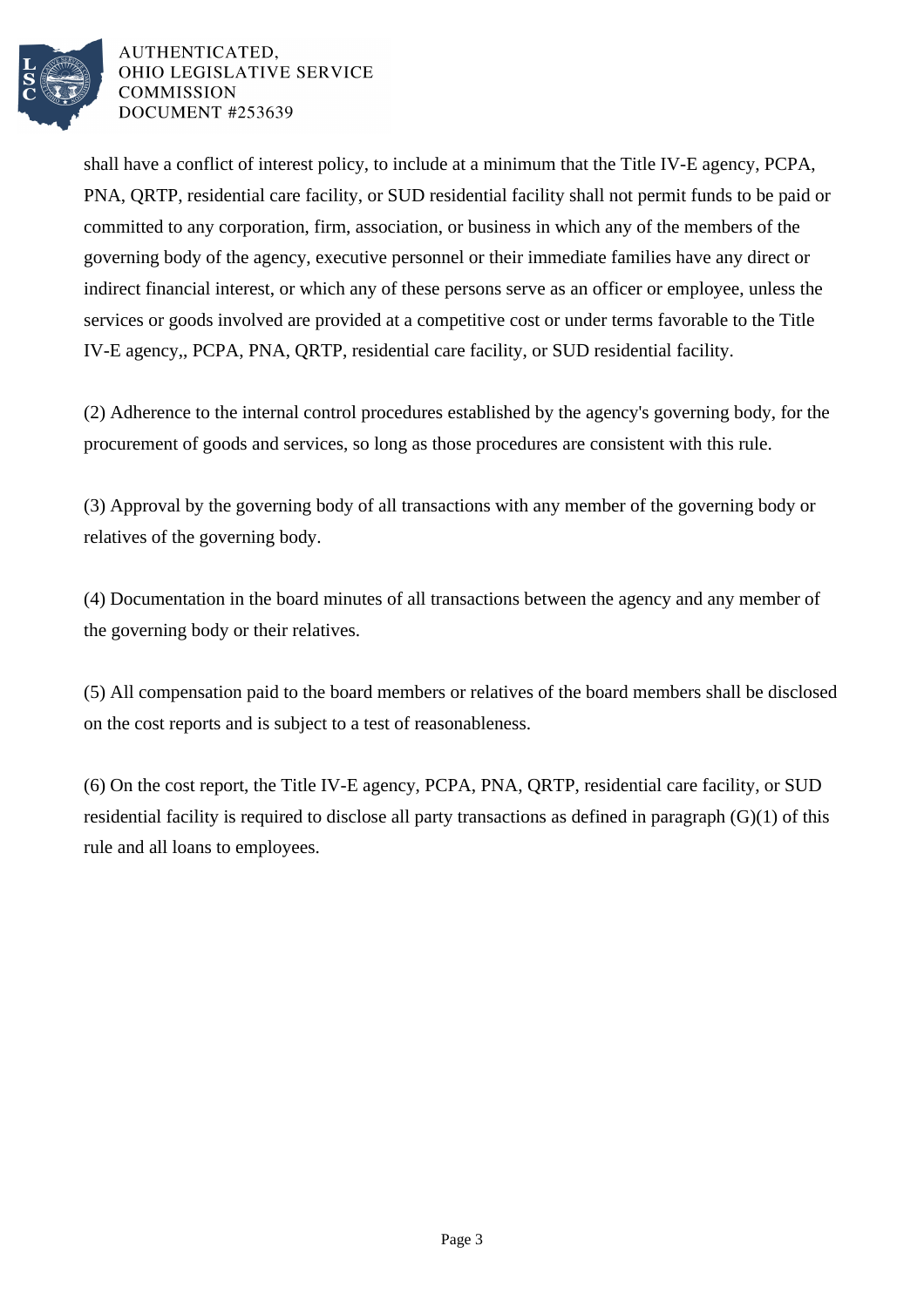shall have a conflict of interest policy, to include at a minimum that the Title IV-E agency, PCPA, PNA, QRTP, residential care facility, or SUD residential facility shall not permit funds to be paid or committed to any corporation, firm, association, or business in which any of the members of the governing body of the agency, executive personnel or their immediate families have any direct or indirect financial interest, or which any of these persons serve as an officer or employee, unless the services or goods involved are provided at a competitive cost or under terms favorable to the Title IV-E agency,, PCPA, PNA, QRTP, residential care facility, or SUD residential facility.

(2) Adherence to the internal control procedures established by the agency's governing body, for the procurement of goods and services, so long as those procedures are consistent with this rule.

(3) Approval by the governing body of all transactions with any member of the governing body or relatives of the governing body.

(4) Documentation in the board minutes of all transactions between the agency and any member of the governing body or their relatives.

(5) All compensation paid to the board members or relatives of the board members shall be disclosed on the cost reports and is subject to a test of reasonableness.

(6) On the cost report, the Title IV-E agency, PCPA, PNA, QRTP, residential care facility, or SUD residential facility is required to disclose all party transactions as defined in paragraph (G)(1) of this rule and all loans to employees.